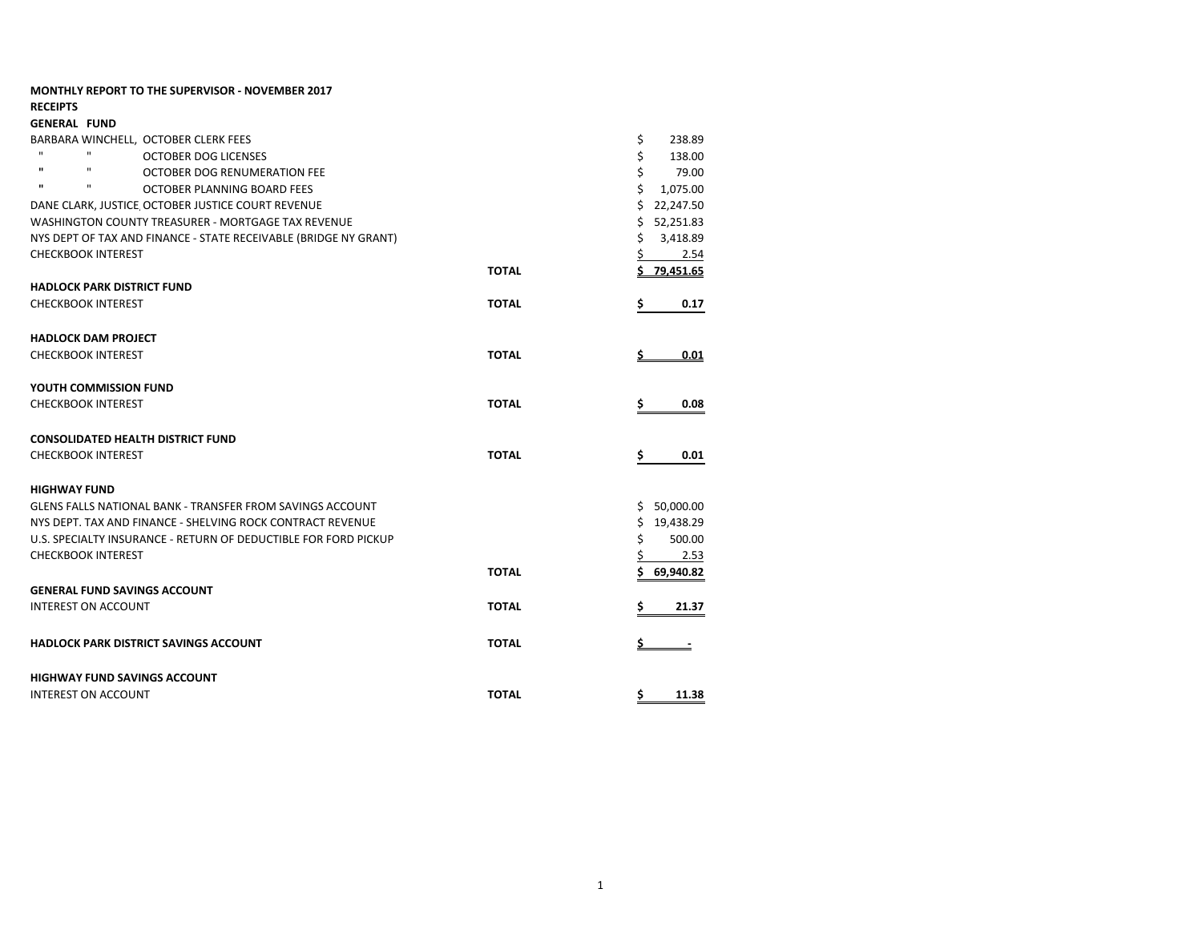**MONTHLY REPORT TO THE SUPERVISOR - NOVEMBER 2017**

**RECEIPTS**

| **GENERAL FUND** | | |
|---|---|---|
| BARBARA WINCHELL, OCTOBER CLERK FEES | | $ 238.89 |
| " " OCTOBER DOG LICENSES | | $ 138.00 |
| " " OCTOBER DOG RENUMERATION FEE | | $ 79.00 |
| " " OCTOBER PLANNING BOARD FEES | | $ 1,075.00 |
| DANE CLARK, JUSTICE, OCTOBER JUSTICE COURT REVENUE | | $ 22,247.50 |
| WASHINGTON COUNTY TREASURER - MORTGAGE TAX REVENUE | | $ 52,251.83 |
| NYS DEPT OF TAX AND FINANCE - STATE RECEIVABLE (BRIDGE NY GRANT) | | $ 3,418.89 |
| CHECKBOOK INTEREST | | $ 2.54 |
| | **TOTAL** | **$ 79,451.65** |
| **HADLOCK PARK DISTRICT FUND** | | |
| CHECKBOOK INTEREST | **TOTAL** | **$ 0.17** |
| **HADLOCK DAM PROJECT** | | |
| CHECKBOOK INTEREST | **TOTAL** | **$ 0.01** |
| **YOUTH COMMISSION FUND** | | |
| CHECKBOOK INTEREST | **TOTAL** | **$ 0.08** |
| **CONSOLIDATED HEALTH DISTRICT FUND** | | |
| CHECKBOOK INTEREST | **TOTAL** | **$ 0.01** |
| **HIGHWAY FUND** | | |
| GLENS FALLS NATIONAL BANK - TRANSFER FROM SAVINGS ACCOUNT | | $ 50,000.00 |
| NYS DEPT. TAX AND FINANCE - SHELVING ROCK CONTRACT REVENUE | | $ 19,438.29 |
| U.S. SPECIALTY INSURANCE - RETURN OF DEDUCTIBLE FOR FORD PICKUP | | $ 500.00 |
| CHECKBOOK INTEREST | | $ 2.53 |
| | **TOTAL** | **$ 69,940.82** |
| **GENERAL FUND SAVINGS ACCOUNT** | | |
| INTEREST ON ACCOUNT | **TOTAL** | **$ 21.37** |
| **HADLOCK PARK DISTRICT SAVINGS ACCOUNT** | **TOTAL** | **$ -** |
| **HIGHWAY FUND SAVINGS ACCOUNT** | | |
| INTEREST ON ACCOUNT | **TOTAL** | **$ 11.38** |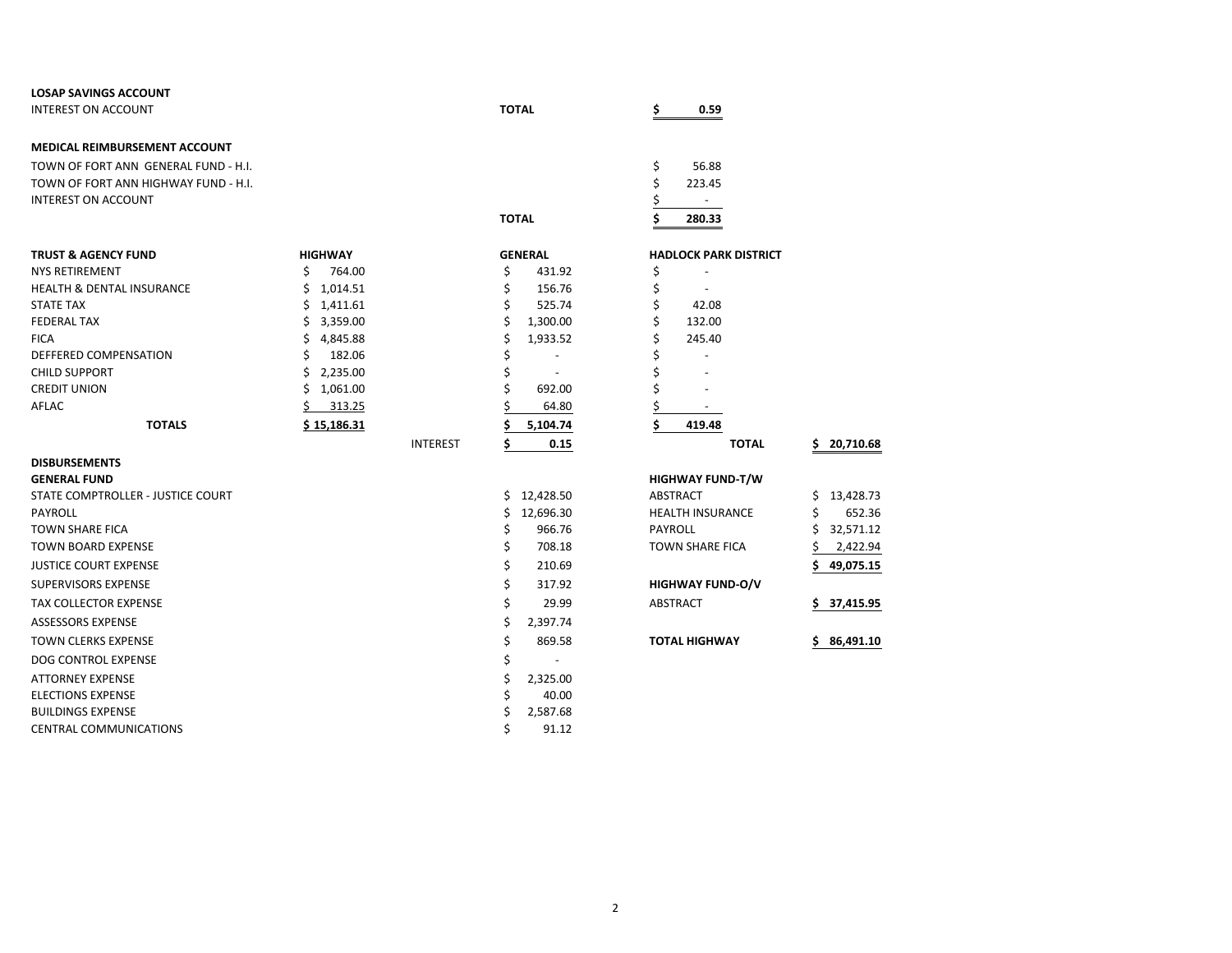**LOSAP SAVINGS ACCOUNT**

| | | |
|---|---|---|
| INTEREST ON ACCOUNT | **TOTAL** | **$ 0.59** |

**MEDICAL REIMBURSEMENT ACCOUNT**

| | | |
|---|---|---|
| TOWN OF FORT ANN GENERAL FUND - H.I. | | $ 56.88 |
| TOWN OF FORT ANN HIGHWAY FUND - H.I. | | $ 223.45 |
| INTEREST ON ACCOUNT | | $ - |
| | **TOTAL** | **$ 280.33** |

| **TRUST & AGENCY FUND** | **HIGHWAY** | | **GENERAL** | **HADLOCK PARK DISTRICT** | |
|---|---|---|---|---|---|
| NYS RETIREMENT | $ 764.00 | | $ 431.92 | $ - | |
| HEALTH & DENTAL INSURANCE | $ 1,014.51 | | $ 156.76 | $ - | |
| STATE TAX | $ 1,411.61 | | $ 525.74 | $ 42.08 | |
| FEDERAL TAX | $ 3,359.00 | | $ 1,300.00 | $ 132.00 | |
| FICA | $ 4,845.88 | | $ 1,933.52 | $ 245.40 | |
| DEFFERED COMPENSATION | $ 182.06 | | $ - | $ - | |
| CHILD SUPPORT | $ 2,235.00 | | $ - | $ - | |
| CREDIT UNION | $ 1,061.00 | | $ 692.00 | $ - | |
| AFLAC | $ 313.25 | | $ 64.80 | $ - | |
| **TOTALS** | **$ 15,186.31** | | **$ 5,104.74** | **$ 419.48** | |
| | | INTEREST | **$ 0.15** | **TOTAL** | **$ 20,710.68** |

**DISBURSEMENTS**

| **GENERAL FUND** | | **HIGHWAY FUND-T/W** | |
|---|---|---|---|
| STATE COMPTROLLER - JUSTICE COURT | $ 12,428.50 | ABSTRACT | $ 13,428.73 |
| PAYROLL | $ 12,696.30 | HEALTH INSURANCE | $ 652.36 |
| TOWN SHARE FICA | $ 966.76 | PAYROLL | $ 32,571.12 |
| TOWN BOARD EXPENSE | $ 708.18 | TOWN SHARE FICA | $ 2,422.94 |
| JUSTICE COURT EXPENSE | $ 210.69 | | **$ 49,075.15** |
| SUPERVISORS EXPENSE | $ 317.92 | **HIGHWAY FUND-O/V** | |
| TAX COLLECTOR EXPENSE | $ 29.99 | ABSTRACT | **$ 37,415.95** |
| ASSESSORS EXPENSE | $ 2,397.74 | | |
| TOWN CLERKS EXPENSE | $ 869.58 | **TOTAL HIGHWAY** | **$ 86,491.10** |
| DOG CONTROL EXPENSE | $ - | | |
| ATTORNEY EXPENSE | $ 2,325.00 | | |
| ELECTIONS EXPENSE | $ 40.00 | | |
| BUILDINGS EXPENSE | $ 2,587.68 | | |
| CENTRAL COMMUNICATIONS | $ 91.12 | | |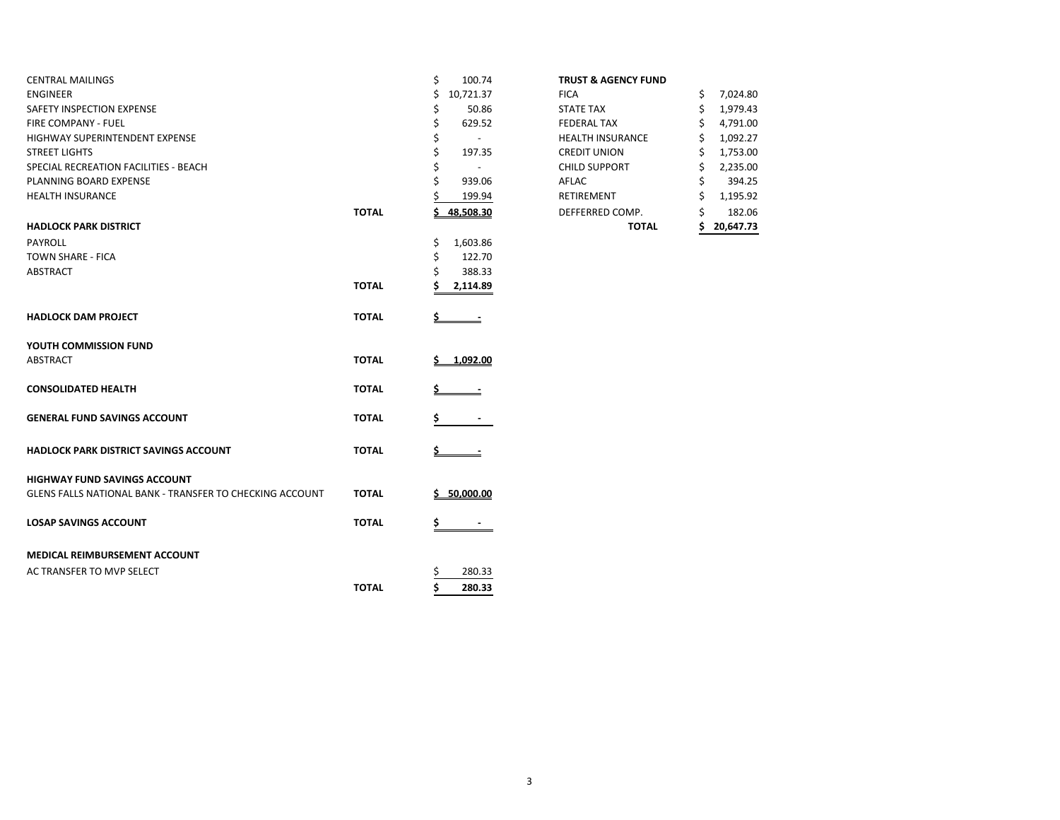| | | |
|---|---|---|
| CENTRAL MAILINGS | | $ 100.74 |
| ENGINEER | | $ 10,721.37 |
| SAFETY INSPECTION EXPENSE | | $ 50.86 |
| FIRE COMPANY - FUEL | | $ 629.52 |
| HIGHWAY SUPERINTENDENT EXPENSE | | $ - |
| STREET LIGHTS | | $ 197.35 |
| SPECIAL RECREATION FACILITIES - BEACH | | $ - |
| PLANNING BOARD EXPENSE | | $ 939.06 |
| HEALTH INSURANCE | | $ 199.94 |
| | **TOTAL** | **$ 48,508.30** |
| **HADLOCK PARK DISTRICT** | | |
| PAYROLL | | $ 1,603.86 |
| TOWN SHARE - FICA | | $ 122.70 |
| ABSTRACT | | $ 388.33 |
| | **TOTAL** | **$ 2,114.89** |
| **HADLOCK DAM PROJECT** | **TOTAL** | **$ -** |
| **YOUTH COMMISSION FUND** | | |
| ABSTRACT | **TOTAL** | **$ 1,092.00** |
| **CONSOLIDATED HEALTH** | **TOTAL** | **$ -** |
| **GENERAL FUND SAVINGS ACCOUNT** | **TOTAL** | **$ -** |
| **HADLOCK PARK DISTRICT SAVINGS ACCOUNT** | **TOTAL** | **$ -** |
| **HIGHWAY FUND SAVINGS ACCOUNT** | | |
| GLENS FALLS NATIONAL BANK - TRANSFER TO CHECKING ACCOUNT | **TOTAL** | **$ 50,000.00** |
| **LOSAP SAVINGS ACCOUNT** | **TOTAL** | **$ -** |
| **MEDICAL REIMBURSEMENT ACCOUNT** | | |
| AC TRANSFER TO MVP SELECT | | $ 280.33 |
| | **TOTAL** | **$ 280.33** |

| **TRUST & AGENCY FUND** | |
|---|---|
| FICA | $ 7,024.80 |
| STATE TAX | $ 1,979.43 |
| FEDERAL TAX | $ 4,791.00 |
| HEALTH INSURANCE | $ 1,092.27 |
| CREDIT UNION | $ 1,753.00 |
| CHILD SUPPORT | $ 2,235.00 |
| AFLAC | $ 394.25 |
| RETIREMENT | $ 1,195.92 |
| DEFFERRED COMP. | $ 182.06 |
| **TOTAL** | **$ 20,647.73** |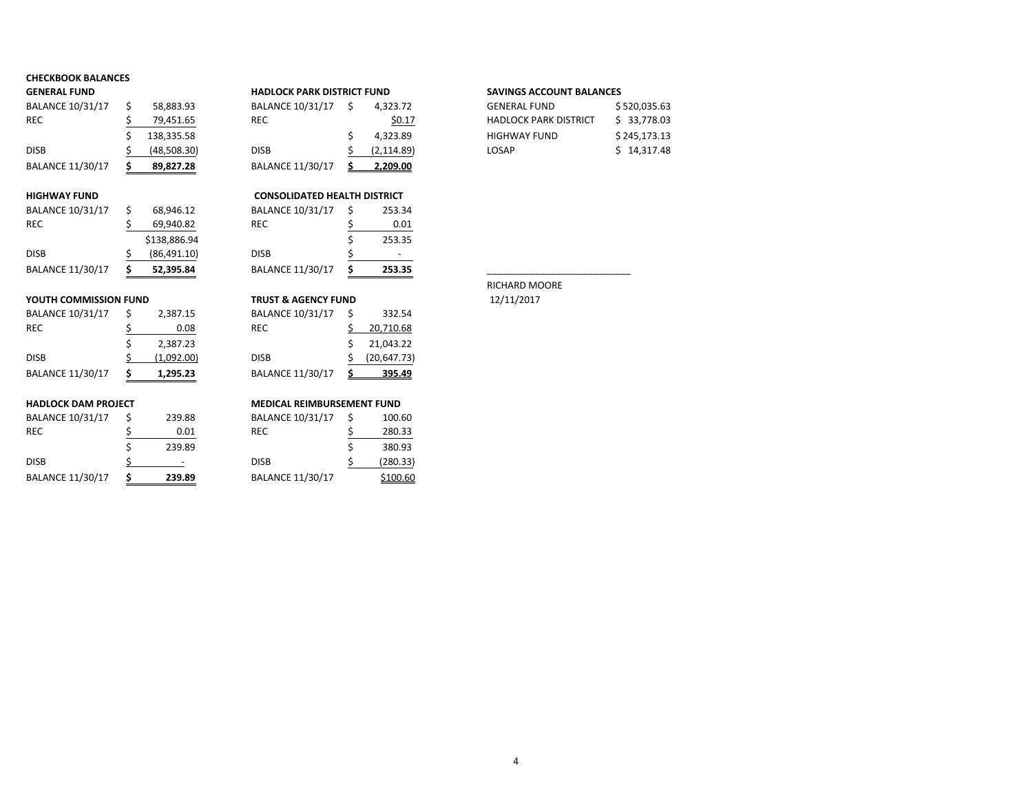**CHECKBOOK BALANCES**

**GENERAL FUND**

| | | |
|---|---|---|
| BALANCE 10/31/17 | $ | 58,883.93 |
| REC | $ | 79,451.65 |
| | $ | 138,335.58 |
| DISB | $ | (48,508.30) |
| BALANCE 11/30/17 | **$** | **89,827.28** |

**HIGHWAY FUND**

| | | |
|---|---|---|
| BALANCE 10/31/17 | $ | 68,946.12 |
| REC | $ | 69,940.82 |
| | | $138,886.94 |
| DISB | $ | (86,491.10) |
| BALANCE 11/30/17 | **$** | **52,395.84** |

**YOUTH COMMISSION FUND**

| | | |
|---|---|---|
| BALANCE 10/31/17 | $ | 2,387.15 |
| REC | $ | 0.08 |
| | $ | 2,387.23 |
| DISB | $ | (1,092.00) |
| BALANCE 11/30/17 | **$** | **1,295.23** |

**HADLOCK DAM PROJECT**

| | | |
|---|---|---|
| BALANCE 10/31/17 | $ | 239.88 |
| REC | $ | 0.01 |
| | $ | 239.89 |
| DISB | $ | - |
| BALANCE 11/30/17 | **$** | **239.89** |

**HADLOCK PARK DISTRICT FUND**

| | | |
|---|---|---|
| BALANCE 10/31/17 | $ | 4,323.72 |
| REC | | $0.17 |
| | $ | 4,323.89 |
| DISB | $ | (2,114.89) |
| BALANCE 11/30/17 | **$** | **2,209.00** |

**CONSOLIDATED HEALTH DISTRICT**

| | | |
|---|---|---|
| BALANCE 10/31/17 | $ | 253.34 |
| REC | $ | 0.01 |
| | $ | 253.35 |
| DISB | $ | - |
| BALANCE 11/30/17 | **$** | **253.35** |

**TRUST & AGENCY FUND**

| | | |
|---|---|---|
| BALANCE 10/31/17 | $ | 332.54 |
| REC | $ | 20,710.68 |
| | $ | 21,043.22 |
| DISB | $ | (20,647.73) |
| BALANCE 11/30/17 | **$** | **395.49** |

**MEDICAL REIMBURSEMENT FUND**

| | | |
|---|---|---|
| BALANCE 10/31/17 | $ | 100.60 |
| REC | $ | 280.33 |
| | $ | 380.93 |
| DISB | $ | (280.33) |
| BALANCE 11/30/17 | | $100.60 |

**SAVINGS ACCOUNT BALANCES**

| | |
|---|---|
| GENERAL FUND | $ 520,035.63 |
| HADLOCK PARK DISTRICT | $ 33,778.03 |
| HIGHWAY FUND | $ 245,173.13 |
| LOSAP | $ 14,317.48 |

___________________________

RICHARD MOORE

12/11/2017